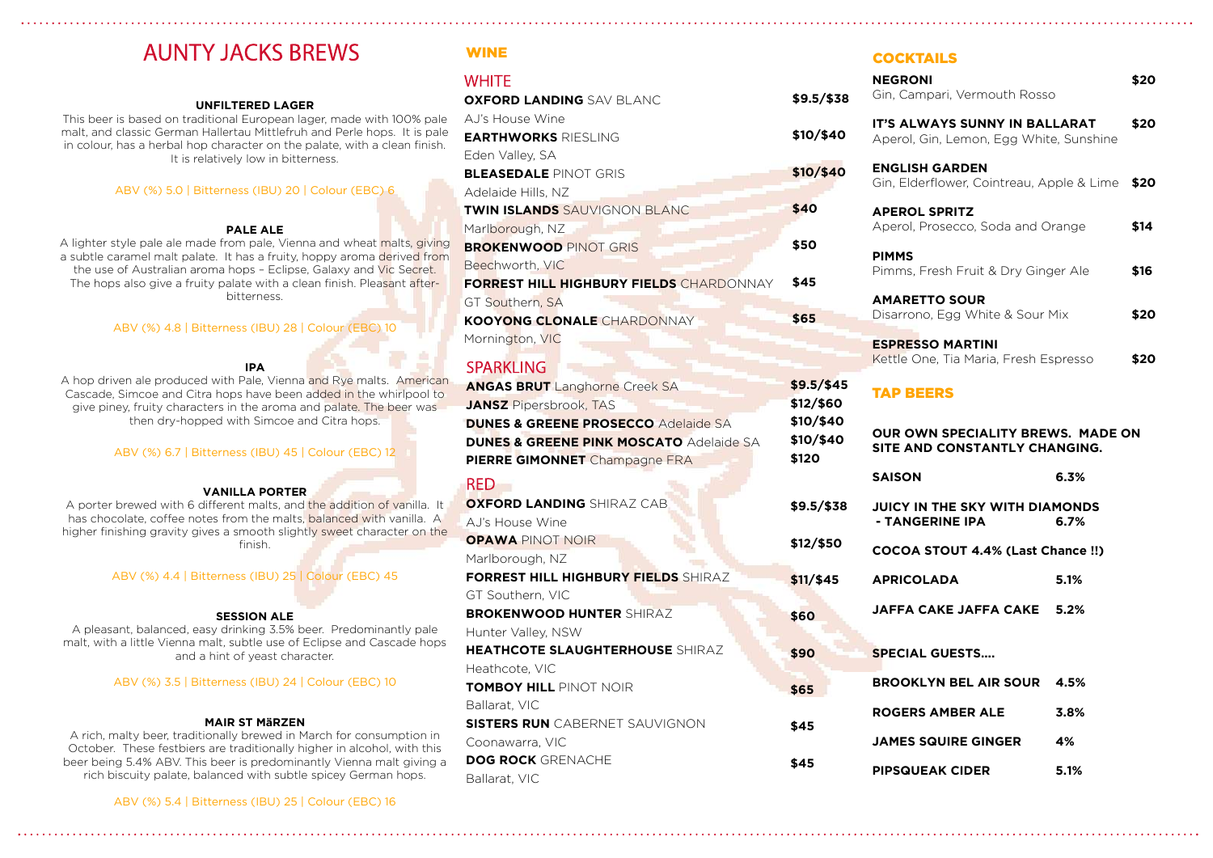# AUNTY JACKS BREWS

### UNFILTERED LAGER

This beer is based on traditional European lager, made with 100% pale malt, and classic German Hallertau Mittelfruh and Perle hops. It is pale in colour, has a herbal hop character on the palate, with a clean finish. It is relatively low in bitterness.

ABV (%) 5.0 | Bitterness (IBU) 20 | Colour (EBC) 6

### PALE ALE

A lighter style pale ale made from pale, Vienna and wheat malts, giving a subtle caramel malt palate. It has a fruity, hoppy aroma derived from the use of Australian aroma hops – Eclipse, Galaxy and Vic Secret. The hops also give a fruity palate with a clean finish. Pleasant after-bitterness.

ABV (%) 4.8 | Bitterness (IBU) 28 | Colour (EBC) 10

### IPA

A hop driven ale produced with Pale, Vienna and Rye malts. American Cascade, Simcoe and Citra hops have been added in the whirlpool to give piney, fruity characters in the aroma and palate. The beer was then dry-hopped with Simcoe and Citra hops.

ABV (%) 6.7 | Bitterness (IBU) 45 | Colour (EBC) 12

### VANILLA PORTER

A porter brewed with 6 different malts, and the addition of vanilla. It has chocolate, coffee notes from the malts, balanced with vanilla. A higher finishing gravity gives a smooth slightly sweet character on the finish.

ABV (%) 4.4 | Bitterness (IBU) 25 | Colour (EBC) 45

### SESSION ALE

A pleasant, balanced, easy drinking 3.5% beer. Predominantly pale malt, with a little Vienna malt, subtle use of Eclipse and Cascade hops and a hint of yeast character.

ABV (%) 3.5 | Bitterness (IBU) 24 | Colour (EBC) 10

### MAIR ST MäRZEN

A rich, malty beer, traditionally brewed in March for consumption in October. These festbiers are traditionally higher in alcohol, with this beer being 5.4% ABV. This beer is predominantly Vienna malt giving a rich biscuity palate, balanced with subtle spicey German hops.

ABV (%) 5.4 | Bitterness (IBU) 25 | Colour (EBC) 16

## WINE

### WHITE

| Wine | Price |
|---|---|
| **OXFORD LANDING** SAV BLANC<br>AJ's House Wine | $9.5/$38 |
| **EARTHWORKS** RIESLING<br>Eden Valley, SA | $10/$40 |
| **BLEASEDALE** PINOT GRIS<br>Adelaide Hills, NZ | $10/$40 |
| **TWIN ISLANDS** SAUVIGNON BLANC<br>Marlborough, NZ | $40 |
| **BROKENWOOD** PINOT GRIS<br>Beechworth, VIC | $50 |
| **FORREST HILL HIGHBURY FIELDS** CHARDONNAY<br>GT Southern, SA | $45 |
| **KOOYONG CLONALE** CHARDONNAY<br>Mornington, VIC | $65 |

### SPARKLING

| Wine | Price |
|---|---|
| **ANGAS BRUT** Langhorne Creek SA | $9.5/$45 |
| **JANSZ** Pipersbrook, TAS | $12/$60 |
| **DUNES & GREENE PROSECCO** Adelaide SA | $10/$40 |
| **DUNES & GREENE PINK MOSCATO** Adelaide SA | $10/$40 |
| **PIERRE GIMONNET** Champagne FRA | $120 |

### RED

| Wine | Price |
|---|---|
| **OXFORD LANDING** SHIRAZ CAB<br>AJ's House Wine | $9.5/$38 |
| **OPAWA** PINOT NOIR<br>Marlborough, NZ | $12/$50 |
| **FORREST HILL HIGHBURY FIELDS** SHIRAZ<br>GT Southern, VIC | $11/$45 |
| **BROKENWOOD HUNTER** SHIRAZ<br>Hunter Valley, NSW | $60 |
| **HEATHCOTE SLAUGHTERHOUSE** SHIRAZ<br>Heathcote, VIC | $90 |
| **TOMBOY HILL** PINOT NOIR<br>Ballarat, VIC | $65 |
| **SISTERS RUN** CABERNET SAUVIGNON<br>Coonawarra, VIC | $45 |
| **DOG ROCK** GRENACHE<br>Ballarat, VIC | $45 |

## COCKTAILS

| Cocktail | Price |
|---|---|
| **NEGRONI**<br>Gin, Campari, Vermouth Rosso | $20 |
| **IT'S ALWAYS SUNNY IN BALLARAT**<br>Aperol, Gin, Lemon, Egg White, Sunshine | $20 |
| **ENGLISH GARDEN**<br>Gin, Elderflower, Cointreau, Apple & Lime | $20 |
| **APEROL SPRITZ**<br>Aperol, Prosecco, Soda and Orange | $14 |
| **PIMMS**<br>Pimms, Fresh Fruit & Dry Ginger Ale | $16 |
| **AMARETTO SOUR**<br>Disarrono, Egg White & Sour Mix | $20 |
| **ESPRESSO MARTINI**<br>Kettle One, Tia Maria, Fresh Espresso | $20 |

## TAP BEERS

**OUR OWN SPECIALITY BREWS. MADE ON SITE AND CONSTANTLY CHANGING.**

| Beer | ABV |
|---|---|
| **SAISON** | **6.3%** |
| **JUICY IN THE SKY WITH DIAMONDS - TANGERINE IPA** | **6.7%** |
| **COCOA STOUT 4.4% (Last Chance !!)** | |
| **APRICOLADA** | **5.1%** |
| **JAFFA CAKE JAFFA CAKE** | **5.2%** |

**SPECIAL GUESTS....**

| Beer | ABV |
|---|---|
| **BROOKLYN BEL AIR SOUR** | **4.5%** |
| **ROGERS AMBER ALE** | **3.8%** |
| **JAMES SQUIRE GINGER** | **4%** |
| **PIPSQUEAK CIDER** | **5.1%** |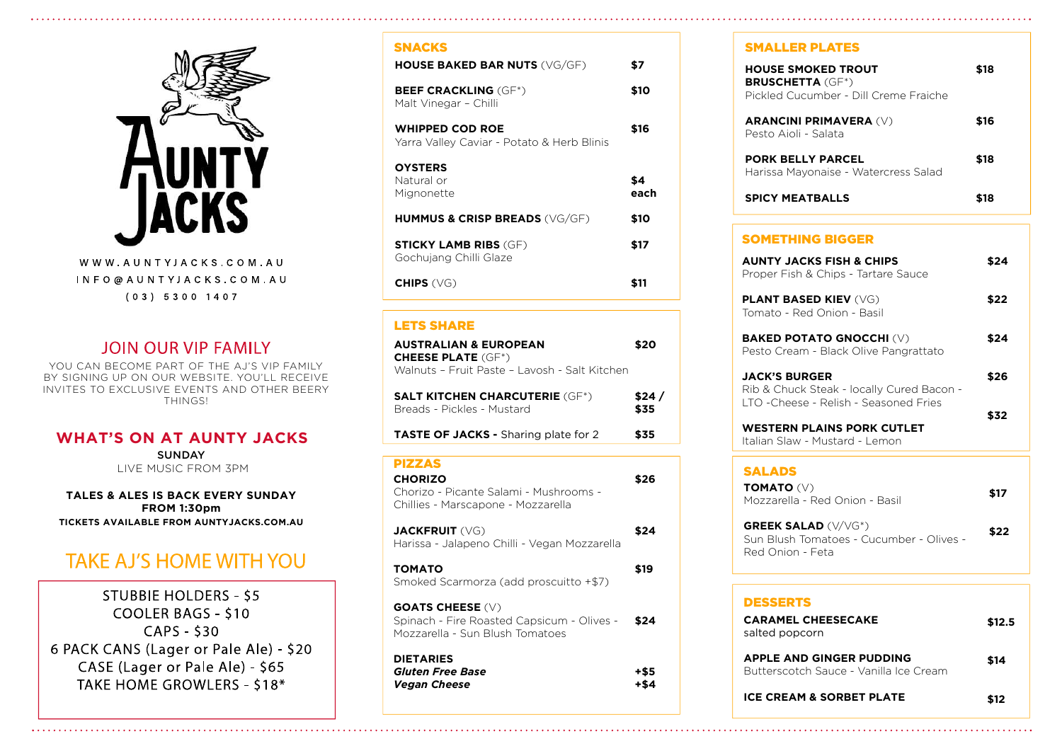# AUNTY JACKS

WWW.AUNTYJACKS.COM.AU
INFO@AUNTYJACKS.COM.AU
(03) 5300 1407

## JOIN OUR VIP FAMILY

YOU CAN BECOME PART OF THE AJ'S VIP FAMILY BY SIGNING UP ON OUR WEBSITE. YOU'LL RECEIVE INVITES TO EXCLUSIVE EVENTS AND OTHER BEERY THINGS!

## WHAT'S ON AT AUNTY JACKS

**SUNDAY**
LIVE MUSIC FROM 3PM

**TALES & ALES IS BACK EVERY SUNDAY FROM 1:30pm**
**TICKETS AVAILABLE FROM AUNTYJACKS.COM.AU**

## TAKE AJ'S HOME WITH YOU

STUBBIE HOLDERS - $5
COOLER BAGS - $10
CAPS - $30
6 PACK CANS (Lager or Pale Ale) - $20
CASE (Lager or Pale Ale) - $65
TAKE HOME GROWLERS - $18*

## SNACKS

**HOUSE BAKED BAR NUTS** (VG/GF) — $7

**BEEF CRACKLING** (GF*) — $10
Malt Vinegar – Chilli

**WHIPPED COD ROE** — $16
Yarra Valley Caviar - Potato & Herb Blinis

**OYSTERS** — $4 each
Natural or Mignonette

**HUMMUS & CRISP BREADS** (VG/GF) — $10

**STICKY LAMB RIBS** (GF) — $17
Gochujang Chilli Glaze

**CHIPS** (VG) — $11

## LETS SHARE

**AUSTRALIAN & EUROPEAN CHEESE PLATE** (GF*) — $20
Walnuts – Fruit Paste – Lavosh - Salt Kitchen

**SALT KITCHEN CHARCUTERIE** (GF*) — $24 / $35
Breads - Pickles - Mustard

**TASTE OF JACKS -** Sharing plate for 2 — $35

## PIZZAS

**CHORIZO** — $26
Chorizo - Picante Salami - Mushrooms - Chillies - Marscapone - Mozzarella

**JACKFRUIT** (VG) — $24
Harissa - Jalapeno Chilli - Vegan Mozzarella

**TOMATO** — $19
Smoked Scarmorza (add proscuitto +$7)

**GOATS CHEESE** (V) — $24
Spinach - Fire Roasted Capsicum - Olives - Mozzarella - Sun Blush Tomatoes

**DIETARIES**
***Gluten Free Base*** — +$5
***Vegan Cheese*** — +$4

## SMALLER PLATES

**HOUSE SMOKED TROUT BRUSCHETTA** (GF*) — $18
Pickled Cucumber - Dill Creme Fraiche

**ARANCINI PRIMAVERA** (V) — $16
Pesto Aioli - Salata

**PORK BELLY PARCEL** — $18
Harissa Mayonaise - Watercress Salad

**SPICY MEATBALLS** — $18

## SOMETHING BIGGER

**AUNTY JACKS FISH & CHIPS** — $24
Proper Fish & Chips - Tartare Sauce

**PLANT BASED KIEV** (VG) — $22
Tomato - Red Onion - Basil

**BAKED POTATO GNOCCHI** (V) — $24
Pesto Cream - Black Olive Pangrattato

**JACK'S BURGER** — $26
Rib & Chuck Steak - locally Cured Bacon - LTO -Cheese - Relish - Seasoned Fries

**WESTERN PLAINS PORK CUTLET** — $32
Italian Slaw - Mustard - Lemon

## SALADS

**TOMATO** (V) — $17
Mozzarella - Red Onion - Basil

**GREEK SALAD** (V/VG*) — $22
Sun Blush Tomatoes - Cucumber - Olives - Red Onion - Feta

## DESSERTS

**CARAMEL CHEESECAKE** — $12.5
salted popcorn

**APPLE AND GINGER PUDDING** — $14
Butterscotch Sauce - Vanilla Ice Cream

**ICE CREAM & SORBET PLATE** — $12